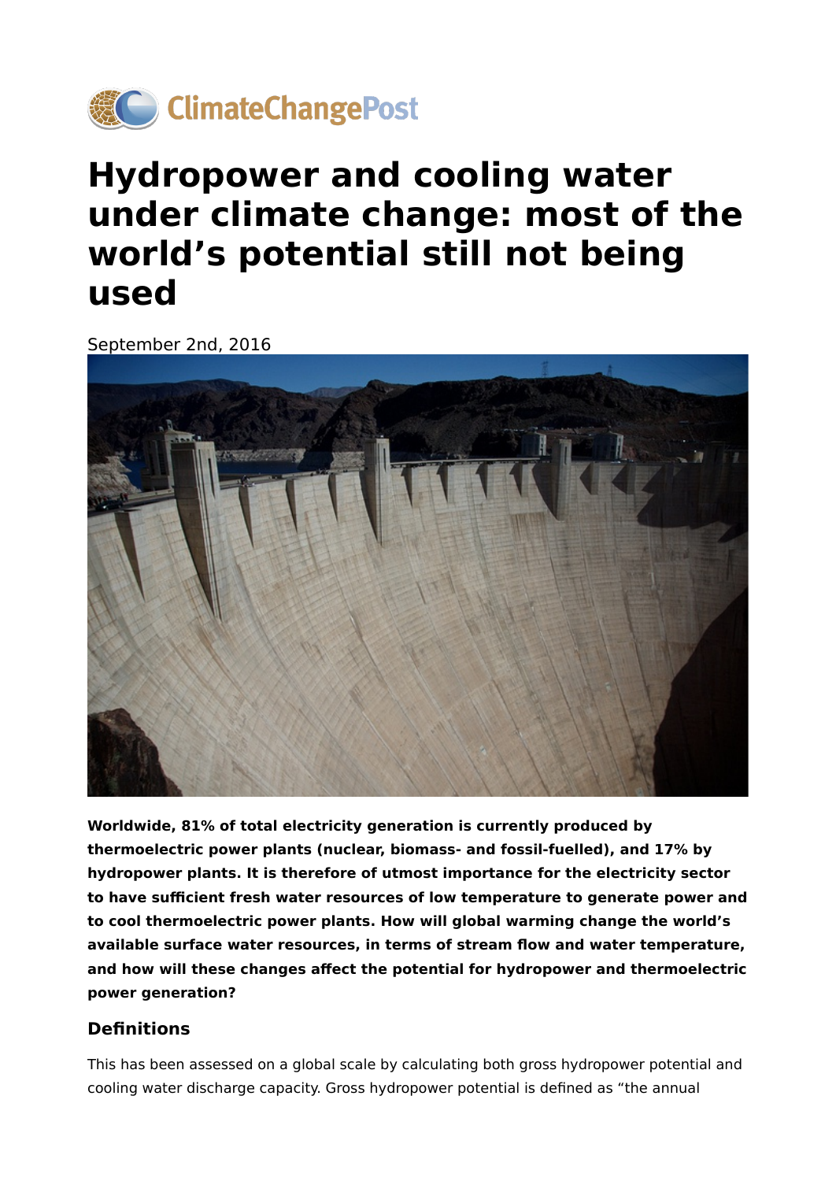# Hydropower and cooling water under climate change: most of the world's potential still not being used

September 2nd, 2016

**Worldwide, 81% of total electricity generation is currently produced by thermoelectric power plants (nuclear, biomass- and fossil-fuelled), and 17% by hydropower plants. It is therefore of utmost importance for the electricity sector to have sufficient fresh water resources of low temperature to generate power and to cool thermoelectric power plants. How will global warming change the world's available surface water resources, in terms of stream flow and water temperature, and how will these changes affect the potential for hydropower and thermoelectric power generation?**

## Definitions

This has been assessed on a global scale by calculating both gross hydropower potential and cooling water discharge capacity. Gross hydropower potential is defined as "the annual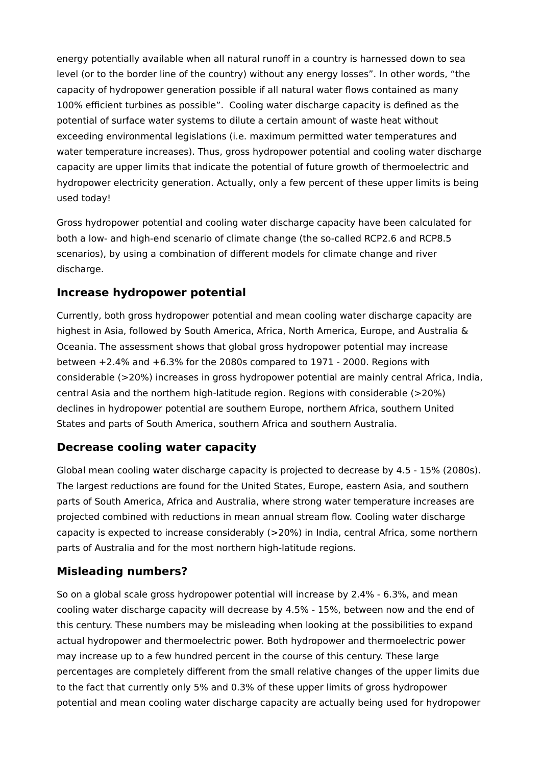energy potentially available when all natural runoff in a country is harnessed down to sea level (or to the border line of the country) without any energy losses". In other words, "the capacity of hydropower generation possible if all natural water flows contained as many 100% efficient turbines as possible". Cooling water discharge capacity is defined as the potential of surface water systems to dilute a certain amount of waste heat without exceeding environmental legislations (i.e. maximum permitted water temperatures and water temperature increases). Thus, gross hydropower potential and cooling water discharge capacity are upper limits that indicate the potential of future growth of thermoelectric and hydropower electricity generation. Actually, only a few percent of these upper limits is being used today!

Gross hydropower potential and cooling water discharge capacity have been calculated for both a low- and high-end scenario of climate change (the so-called RCP2.6 and RCP8.5 scenarios), by using a combination of different models for climate change and river discharge.

## Increase hydropower potential

Currently, both gross hydropower potential and mean cooling water discharge capacity are highest in Asia, followed by South America, Africa, North America, Europe, and Australia & Oceania. The assessment shows that global gross hydropower potential may increase between +2.4% and +6.3% for the 2080s compared to 1971 - 2000. Regions with considerable (>20%) increases in gross hydropower potential are mainly central Africa, India, central Asia and the northern high-latitude region. Regions with considerable (>20%) declines in hydropower potential are southern Europe, northern Africa, southern United States and parts of South America, southern Africa and southern Australia.

## Decrease cooling water capacity

Global mean cooling water discharge capacity is projected to decrease by 4.5 - 15% (2080s). The largest reductions are found for the United States, Europe, eastern Asia, and southern parts of South America, Africa and Australia, where strong water temperature increases are projected combined with reductions in mean annual stream flow. Cooling water discharge capacity is expected to increase considerably (>20%) in India, central Africa, some northern parts of Australia and for the most northern high-latitude regions.

## Misleading numbers?

So on a global scale gross hydropower potential will increase by 2.4% - 6.3%, and mean cooling water discharge capacity will decrease by 4.5% - 15%, between now and the end of this century. These numbers may be misleading when looking at the possibilities to expand actual hydropower and thermoelectric power. Both hydropower and thermoelectric power may increase up to a few hundred percent in the course of this century. These large percentages are completely different from the small relative changes of the upper limits due to the fact that currently only 5% and 0.3% of these upper limits of gross hydropower potential and mean cooling water discharge capacity are actually being used for hydropower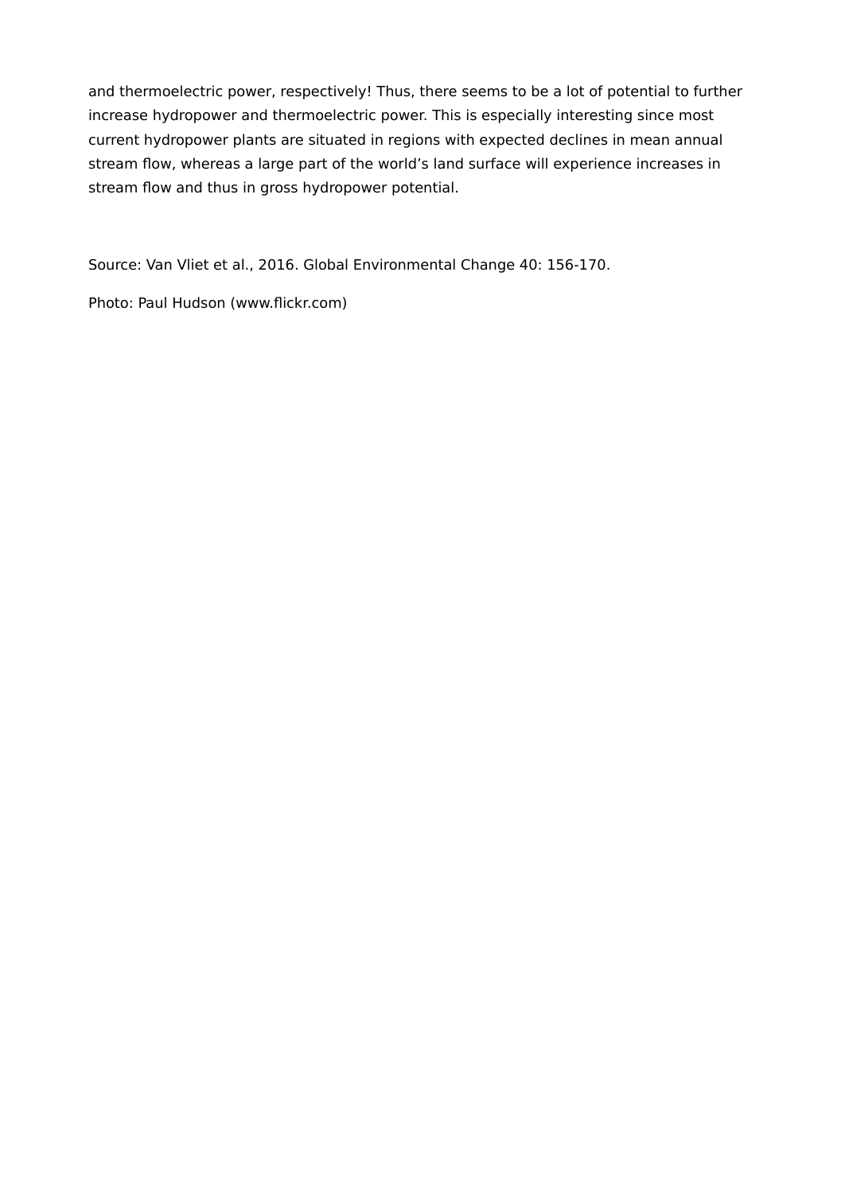and thermoelectric power, respectively! Thus, there seems to be a lot of potential to further increase hydropower and thermoelectric power. This is especially interesting since most current hydropower plants are situated in regions with expected declines in mean annual stream flow, whereas a large part of the world's land surface will experience increases in stream flow and thus in gross hydropower potential.

Source: Van Vliet et al., 2016. Global Environmental Change 40: 156-170.

Photo: Paul Hudson (www.flickr.com)